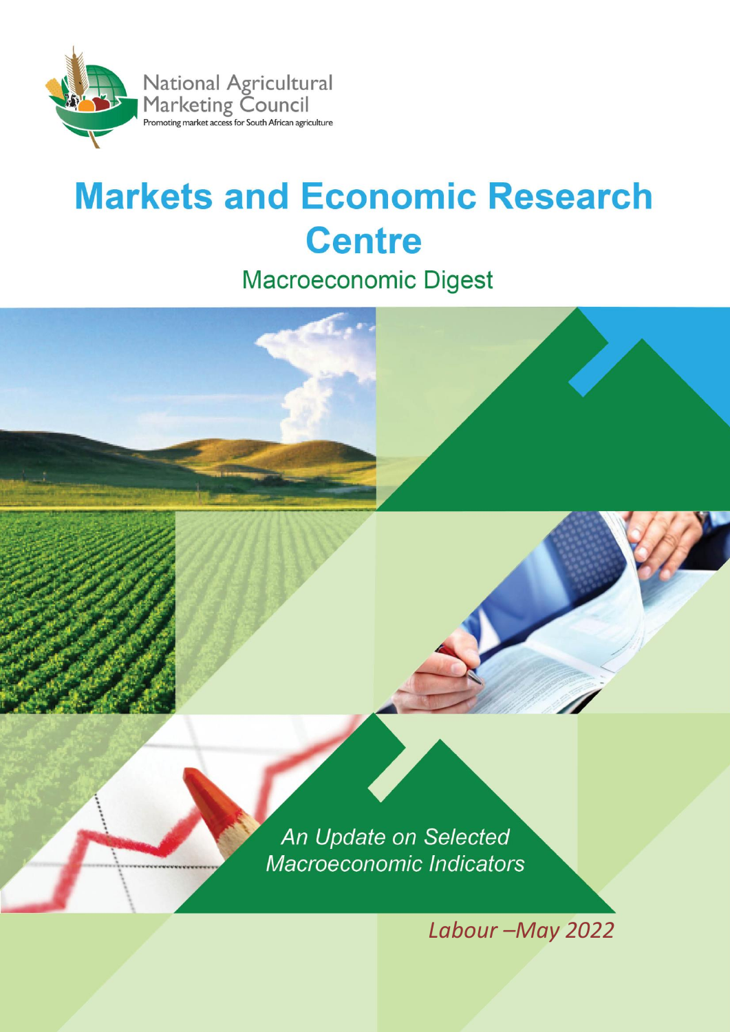National Agricultural Marketing Council

Promoting market access for South African agriculture

# Markets and Economic Research Centre

## Macroeconomic Digest

*An Update on Selected Macroeconomic Indicators*

*Labour –May 2022*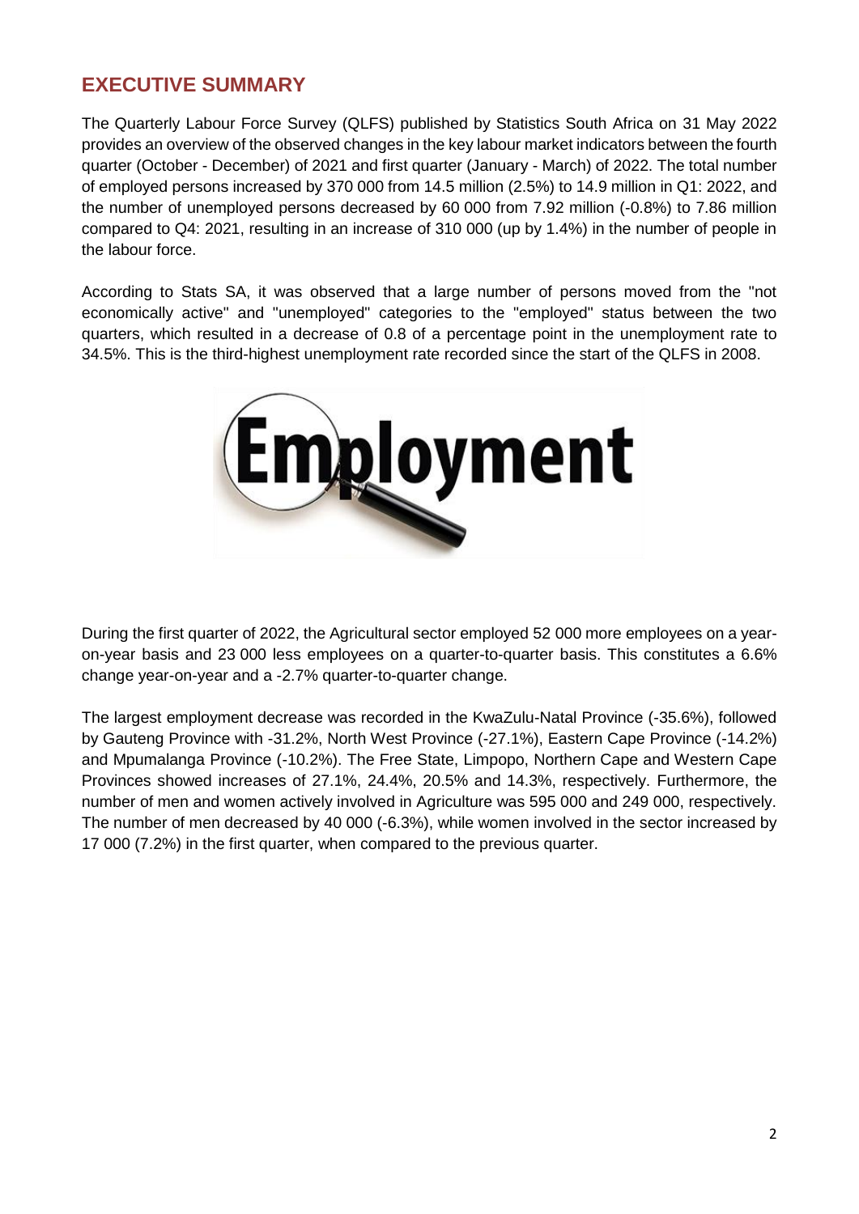## EXECUTIVE SUMMARY

The Quarterly Labour Force Survey (QLFS) published by Statistics South Africa on 31 May 2022 provides an overview of the observed changes in the key labour market indicators between the fourth quarter (October - December) of 2021 and first quarter (January - March) of 2022. The total number of employed persons increased by 370 000 from 14.5 million (2.5%) to 14.9 million in Q1: 2022, and the number of unemployed persons decreased by 60 000 from 7.92 million (-0.8%) to 7.86 million compared to Q4: 2021, resulting in an increase of 310 000 (up by 1.4%) in the number of people in the labour force.

According to Stats SA, it was observed that a large number of persons moved from the "not economically active" and "unemployed" categories to the "employed" status between the two quarters, which resulted in a decrease of 0.8 of a percentage point in the unemployment rate to 34.5%. This is the third-highest unemployment rate recorded since the start of the QLFS in 2008.

During the first quarter of 2022, the Agricultural sector employed 52 000 more employees on a year-on-year basis and 23 000 less employees on a quarter-to-quarter basis. This constitutes a 6.6% change year-on-year and a -2.7% quarter-to-quarter change.

The largest employment decrease was recorded in the KwaZulu-Natal Province (-35.6%), followed by Gauteng Province with -31.2%, North West Province (-27.1%), Eastern Cape Province (-14.2%) and Mpumalanga Province (-10.2%). The Free State, Limpopo, Northern Cape and Western Cape Provinces showed increases of 27.1%, 24.4%, 20.5% and 14.3%, respectively. Furthermore, the number of men and women actively involved in Agriculture was 595 000 and 249 000, respectively. The number of men decreased by 40 000 (-6.3%), while women involved in the sector increased by 17 000 (7.2%) in the first quarter, when compared to the previous quarter.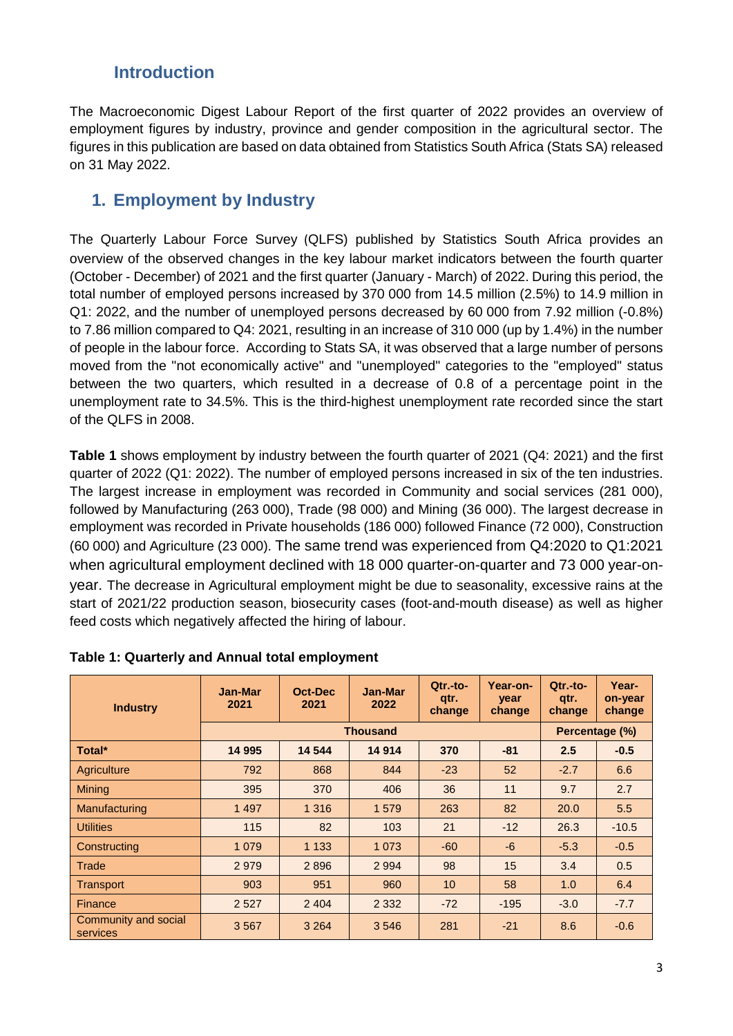## Introduction

The Macroeconomic Digest Labour Report of the first quarter of 2022 provides an overview of employment figures by industry, province and gender composition in the agricultural sector. The figures in this publication are based on data obtained from Statistics South Africa (Stats SA) released on 31 May 2022.

## 1. Employment by Industry

The Quarterly Labour Force Survey (QLFS) published by Statistics South Africa provides an overview of the observed changes in the key labour market indicators between the fourth quarter (October - December) of 2021 and the first quarter (January - March) of 2022. During this period, the total number of employed persons increased by 370 000 from 14.5 million (2.5%) to 14.9 million in Q1: 2022, and the number of unemployed persons decreased by 60 000 from 7.92 million (-0.8%) to 7.86 million compared to Q4: 2021, resulting in an increase of 310 000 (up by 1.4%) in the number of people in the labour force. According to Stats SA, it was observed that a large number of persons moved from the "not economically active" and "unemployed" categories to the "employed" status between the two quarters, which resulted in a decrease of 0.8 of a percentage point in the unemployment rate to 34.5%. This is the third-highest unemployment rate recorded since the start of the QLFS in 2008.

**Table 1** shows employment by industry between the fourth quarter of 2021 (Q4: 2021) and the first quarter of 2022 (Q1: 2022). The number of employed persons increased in six of the ten industries. The largest increase in employment was recorded in Community and social services (281 000), followed by Manufacturing (263 000), Trade (98 000) and Mining (36 000). The largest decrease in employment was recorded in Private households (186 000) followed Finance (72 000), Construction (60 000) and Agriculture (23 000). The same trend was experienced from Q4:2020 to Q1:2021 when agricultural employment declined with 18 000 quarter-on-quarter and 73 000 year-on-year. The decrease in Agricultural employment might be due to seasonality, excessive rains at the start of 2021/22 production season, biosecurity cases (foot-and-mouth disease) as well as higher feed costs which negatively affected the hiring of labour.

**Table 1: Quarterly and Annual total employment**

| Industry | Jan-Mar 2021 | Oct-Dec 2021 | Jan-Mar 2022 | Qtr.-to-qtr. change | Year-on-year change | Qtr.-to-qtr. change | Year-on-year change |
|---|---|---|---|---|---|---|---|
| | Thousand | | | | | Percentage (%) | |
| **Total*** | **14 995** | **14 544** | **14 914** | **370** | **-81** | **2.5** | **-0.5** |
| Agriculture | 792 | 868 | 844 | -23 | 52 | -2.7 | 6.6 |
| Mining | 395 | 370 | 406 | 36 | 11 | 9.7 | 2.7 |
| Manufacturing | 1 497 | 1 316 | 1 579 | 263 | 82 | 20.0 | 5.5 |
| Utilities | 115 | 82 | 103 | 21 | -12 | 26.3 | -10.5 |
| Constructing | 1 079 | 1 133 | 1 073 | -60 | -6 | -5.3 | -0.5 |
| Trade | 2 979 | 2 896 | 2 994 | 98 | 15 | 3.4 | 0.5 |
| Transport | 903 | 951 | 960 | 10 | 58 | 1.0 | 6.4 |
| Finance | 2 527 | 2 404 | 2 332 | -72 | -195 | -3.0 | -7.7 |
| Community and social services | 3 567 | 3 264 | 3 546 | 281 | -21 | 8.6 | -0.6 |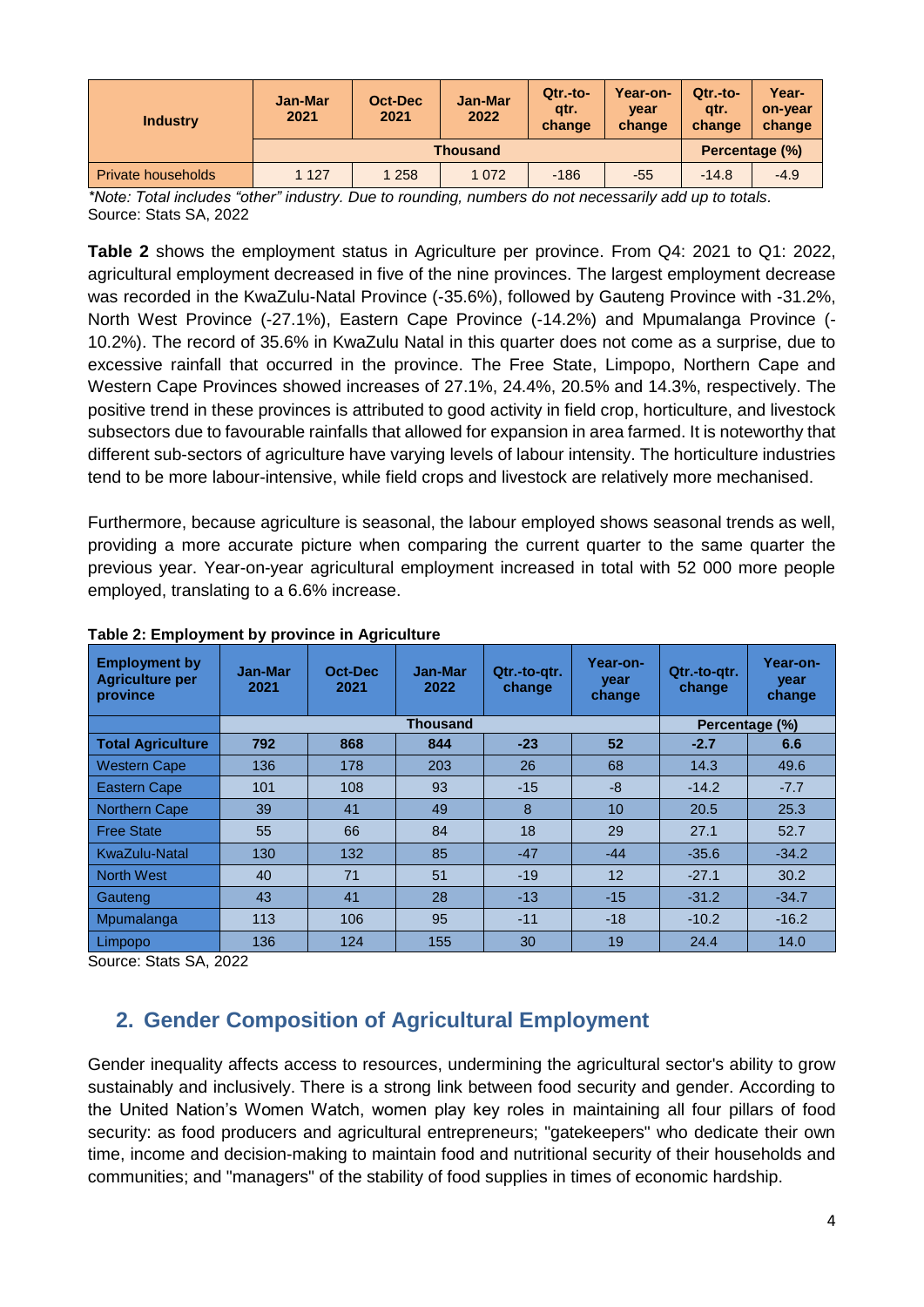| Industry | Jan-Mar 2021 | Oct-Dec 2021 | Jan-Mar 2022 | Qtr.-to-qtr. change | Year-on-year change | Qtr.-to-qtr. change | Year-on-year change |
|---|---|---|---|---|---|---|---|
| | Thousand | | | | | Percentage (%) | |
| Private households | 1 127 | 1 258 | 1 072 | -186 | -55 | -14.8 | -4.9 |

*\*Note: Total includes "other" industry. Due to rounding, numbers do not necessarily add up to totals.*
Source: Stats SA, 2022

**Table 2** shows the employment status in Agriculture per province. From Q4: 2021 to Q1: 2022, agricultural employment decreased in five of the nine provinces. The largest employment decrease was recorded in the KwaZulu-Natal Province (-35.6%), followed by Gauteng Province with -31.2%, North West Province (-27.1%), Eastern Cape Province (-14.2%) and Mpumalanga Province (-10.2%). The record of 35.6% in KwaZulu Natal in this quarter does not come as a surprise, due to excessive rainfall that occurred in the province. The Free State, Limpopo, Northern Cape and Western Cape Provinces showed increases of 27.1%, 24.4%, 20.5% and 14.3%, respectively. The positive trend in these provinces is attributed to good activity in field crop, horticulture, and livestock subsectors due to favourable rainfalls that allowed for expansion in area farmed. It is noteworthy that different sub-sectors of agriculture have varying levels of labour intensity. The horticulture industries tend to be more labour-intensive, while field crops and livestock are relatively more mechanised.

Furthermore, because agriculture is seasonal, the labour employed shows seasonal trends as well, providing a more accurate picture when comparing the current quarter to the same quarter the previous year. Year-on-year agricultural employment increased in total with 52 000 more people employed, translating to a 6.6% increase.

**Table 2: Employment by province in Agriculture**

| Employment by Agriculture per province | Jan-Mar 2021 | Oct-Dec 2021 | Jan-Mar 2022 | Qtr.-to-qtr. change | Year-on-year change | Qtr.-to-qtr. change | Year-on-year change |
|---|---|---|---|---|---|---|---|
| | Thousand | | | | | Percentage (%) | |
| **Total Agriculture** | **792** | **868** | **844** | **-23** | **52** | **-2.7** | **6.6** |
| Western Cape | 136 | 178 | 203 | 26 | 68 | 14.3 | 49.6 |
| Eastern Cape | 101 | 108 | 93 | -15 | -8 | -14.2 | -7.7 |
| Northern Cape | 39 | 41 | 49 | 8 | 10 | 20.5 | 25.3 |
| Free State | 55 | 66 | 84 | 18 | 29 | 27.1 | 52.7 |
| KwaZulu-Natal | 130 | 132 | 85 | -47 | -44 | -35.6 | -34.2 |
| North West | 40 | 71 | 51 | -19 | 12 | -27.1 | 30.2 |
| Gauteng | 43 | 41 | 28 | -13 | -15 | -31.2 | -34.7 |
| Mpumalanga | 113 | 106 | 95 | -11 | -18 | -10.2 | -16.2 |
| Limpopo | 136 | 124 | 155 | 30 | 19 | 24.4 | 14.0 |

Source: Stats SA, 2022

## 2. Gender Composition of Agricultural Employment

Gender inequality affects access to resources, undermining the agricultural sector's ability to grow sustainably and inclusively. There is a strong link between food security and gender. According to the United Nation's Women Watch, women play key roles in maintaining all four pillars of food security: as food producers and agricultural entrepreneurs; "gatekeepers" who dedicate their own time, income and decision-making to maintain food and nutritional security of their households and communities; and "managers" of the stability of food supplies in times of economic hardship.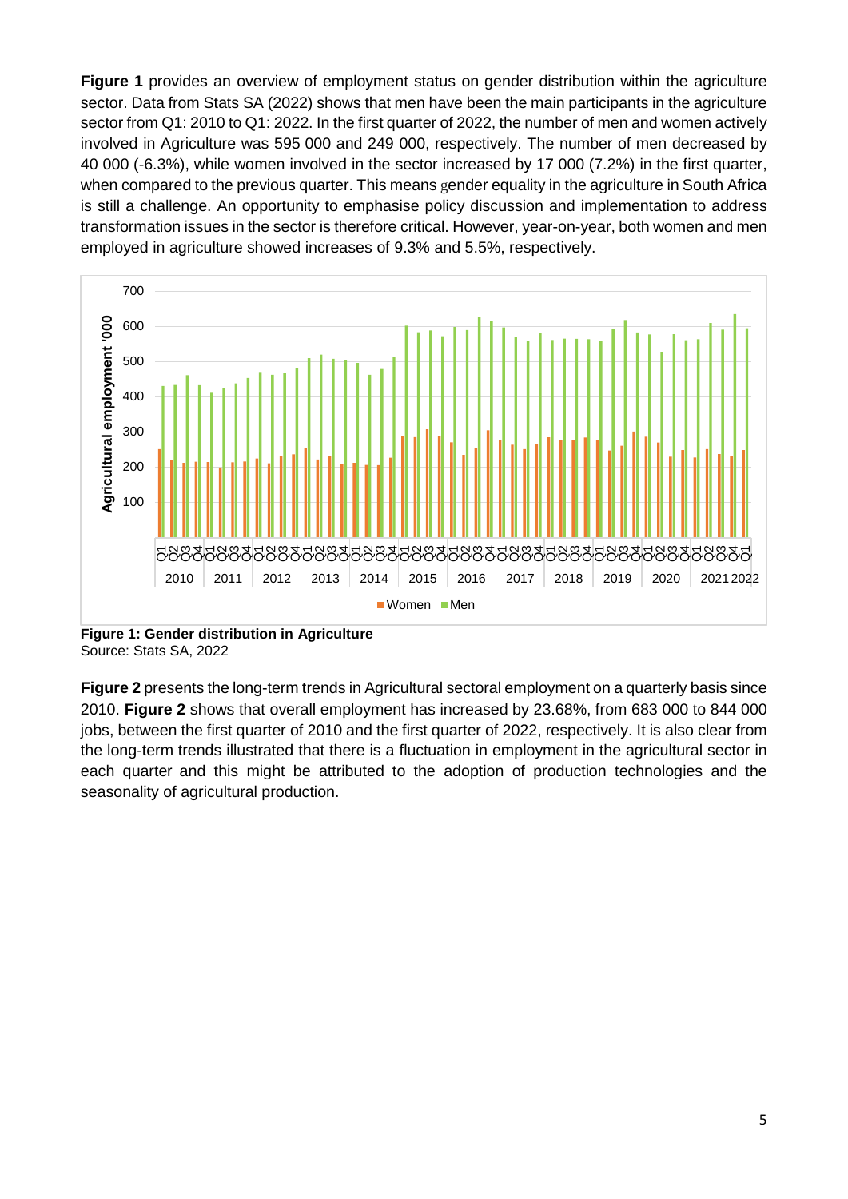**Figure 1** provides an overview of employment status on gender distribution within the agriculture sector. Data from Stats SA (2022) shows that men have been the main participants in the agriculture sector from Q1: 2010 to Q1: 2022. In the first quarter of 2022, the number of men and women actively involved in Agriculture was 595 000 and 249 000, respectively. The number of men decreased by 40 000 (-6.3%), while women involved in the sector increased by 17 000 (7.2%) in the first quarter, when compared to the previous quarter. This means gender equality in the agriculture in South Africa is still a challenge. An opportunity to emphasise policy discussion and implementation to address transformation issues in the sector is therefore critical. However, year-on-year, both women and men employed in agriculture showed increases of 9.3% and 5.5%, respectively.

**Figure 1: Gender distribution in Agriculture**
Source: Stats SA, 2022

**Figure 2** presents the long-term trends in Agricultural sectoral employment on a quarterly basis since 2010. **Figure 2** shows that overall employment has increased by 23.68%, from 683 000 to 844 000 jobs, between the first quarter of 2010 and the first quarter of 2022, respectively. It is also clear from the long-term trends illustrated that there is a fluctuation in employment in the agricultural sector in each quarter and this might be attributed to the adoption of production technologies and the seasonality of agricultural production.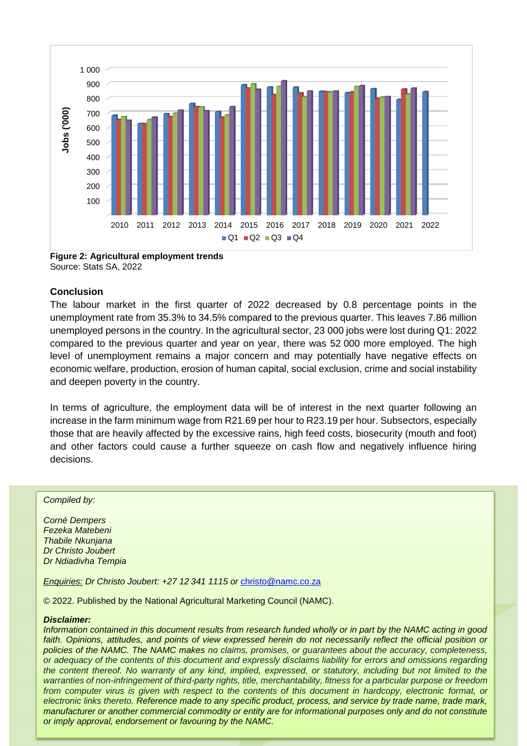1 000
900
800
700
600
500
400
300
200
100

Jobs ('000)

2010 2011 2012 2013 2014 2015 2016 2017 2018 2019 2020 2021 2022

Q1 Q2 Q3 Q4

**Figure 2: Agricultural employment trends**
Source: Stats SA, 2022

## Conclusion

The labour market in the first quarter of 2022 decreased by 0.8 percentage points in the unemployment rate from 35.3% to 34.5% compared to the previous quarter. This leaves 7.86 million unemployed persons in the country. In the agricultural sector, 23 000 jobs were lost during Q1: 2022 compared to the previous quarter and year on year, there was 52 000 more employed. The high level of unemployment remains a major concern and may potentially have negative effects on economic welfare, production, erosion of human capital, social exclusion, crime and social instability and deepen poverty in the country.

In terms of agriculture, the employment data will be of interest in the next quarter following an increase in the farm minimum wage from R21.69 per hour to R23.19 per hour. Subsectors, especially those that are heavily affected by the excessive rains, high feed costs, biosecurity (mouth and foot) and other factors could cause a further squeeze on cash flow and negatively influence hiring decisions.

*Compiled by:*

*Corné Dempers*
*Fezeka Matebeni*
*Thabile Nkunjana*
*Dr Christo Joubert*
*Dr Ndiadivha Tempia*

*Enquiries: Dr Christo Joubert: +27 12 341 1115 or* christo@namc.co.za

© 2022. Published by the National Agricultural Marketing Council (NAMC).

***Disclaimer:***
*Information contained in this document results from research funded wholly or in part by the NAMC acting in good faith. Opinions, attitudes, and points of view expressed herein do not necessarily reflect the official position or policies of the NAMC. The NAMC makes no claims, promises, or guarantees about the accuracy, completeness, or adequacy of the contents of this document and expressly disclaims liability for errors and omissions regarding the content thereof. No warranty of any kind, implied, expressed, or statutory, including but not limited to the warranties of non-infringement of third-party rights, title, merchantability, fitness for a particular purpose or freedom from computer virus is given with respect to the contents of this document in hardcopy, electronic format, or electronic links thereto. Reference made to any specific product, process, and service by trade name, trade mark, manufacturer or another commercial commodity or entity are for informational purposes only and do not constitute or imply approval, endorsement or favouring by the NAMC.*